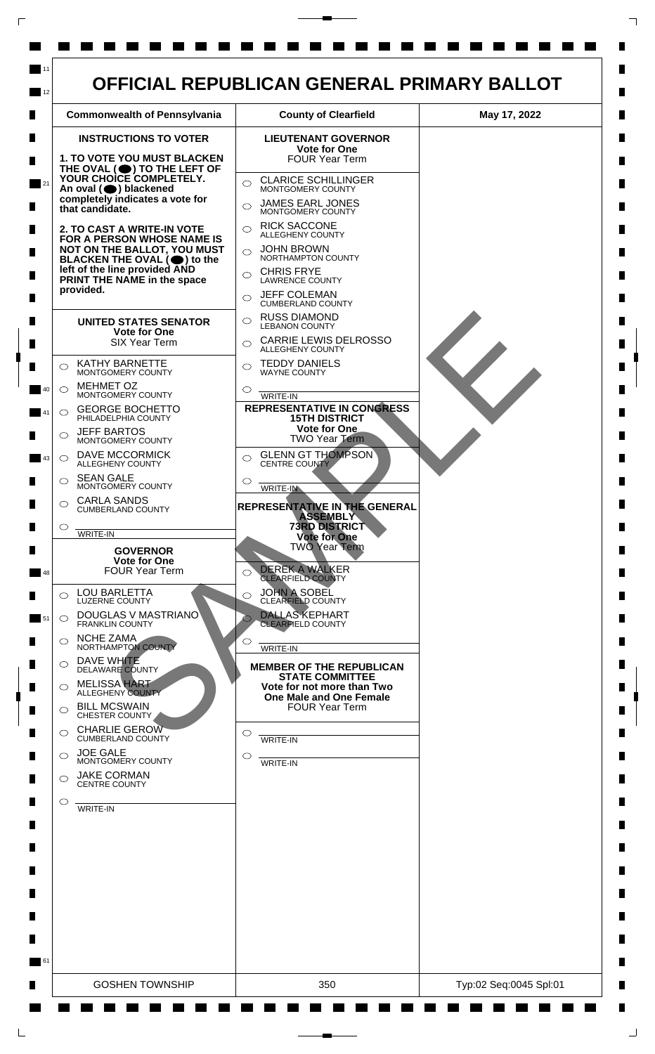# OFFICIAL REPUBLICAN GENERAL PRIMARY BALLOT

| Commonwealth of Pennsylvania | County of Clearfield | May 17, 2022 |
|---|---|---|

## INSTRUCTIONS TO VOTER

**1. TO VOTE YOU MUST BLACKEN THE OVAL (●) TO THE LEFT OF YOUR CHOICE COMPLETELY.** An oval (●) blackened completely indicates a vote for that candidate.

**2. TO CAST A WRITE-IN VOTE FOR A PERSON WHOSE NAME IS NOT ON THE BALLOT, YOU MUST BLACKEN THE OVAL (●) to the left of the line provided AND PRINT THE NAME in the space provided.**

## UNITED STATES SENATOR
**Vote for One**
SIX Year Term

- ○ KATHY BARNETTE — MONTGOMERY COUNTY
- ○ MEHMET OZ — MONTGOMERY COUNTY
- ○ GEORGE BOCHETTO — PHILADELPHIA COUNTY
- ○ JEFF BARTOS — MONTGOMERY COUNTY
- ○ DAVE MCCORMICK — ALLEGHENY COUNTY
- ○ SEAN GALE — MONTGOMERY COUNTY
- ○ CARLA SANDS — CUMBERLAND COUNTY
- ○ ______ WRITE-IN

## GOVERNOR
**Vote for One**
FOUR Year Term

- ○ LOU BARLETTA — LUZERNE COUNTY
- ○ DOUGLAS V MASTRIANO — FRANKLIN COUNTY
- ○ NCHE ZAMA — NORTHAMPTON COUNTY
- ○ DAVE WHITE — DELAWARE COUNTY
- ○ MELISSA HART — ALLEGHENY COUNTY
- ○ BILL MCSWAIN — CHESTER COUNTY
- ○ CHARLIE GEROW — CUMBERLAND COUNTY
- ○ JOE GALE — MONTGOMERY COUNTY
- ○ JAKE CORMAN — CENTRE COUNTY
- ○ ______ WRITE-IN

## LIEUTENANT GOVERNOR
**Vote for One**
FOUR Year Term

- ○ CLARICE SCHILLINGER — MONTGOMERY COUNTY
- ○ JAMES EARL JONES — MONTGOMERY COUNTY
- ○ RICK SACCONE — ALLEGHENY COUNTY
- ○ JOHN BROWN — NORTHAMPTON COUNTY
- ○ CHRIS FRYE — LAWRENCE COUNTY
- ○ JEFF COLEMAN — CUMBERLAND COUNTY
- ○ RUSS DIAMOND — LEBANON COUNTY
- ○ CARRIE LEWIS DELROSSO — ALLEGHENY COUNTY
- ○ TEDDY DANIELS — WAYNE COUNTY
- ○ ______ WRITE-IN

## REPRESENTATIVE IN CONGRESS
**15TH DISTRICT**
**Vote for One**
TWO Year Term

- ○ GLENN GT THOMPSON — CENTRE COUNTY
- ○ ______ WRITE-IN

## REPRESENTATIVE IN THE GENERAL ASSEMBLY
**73RD DISTRICT**
**Vote for One**
TWO Year Term

- ○ DEREK A WALKER — CLEARFIELD COUNTY
- ○ JOHN A SOBEL — CLEARFIELD COUNTY
- ○ DALLAS KEPHART — CLEARFIELD COUNTY
- ○ ______ WRITE-IN

## MEMBER OF THE REPUBLICAN STATE COMMITTEE
**Vote for not more than Two**
**One Male and One Female**
FOUR Year Term

- ○ ______ WRITE-IN
- ○ ______ WRITE-IN

SAMPLE

| GOSHEN TOWNSHIP | 350 | Typ:02 Seq:0045 Spl:01 |
|---|---|---|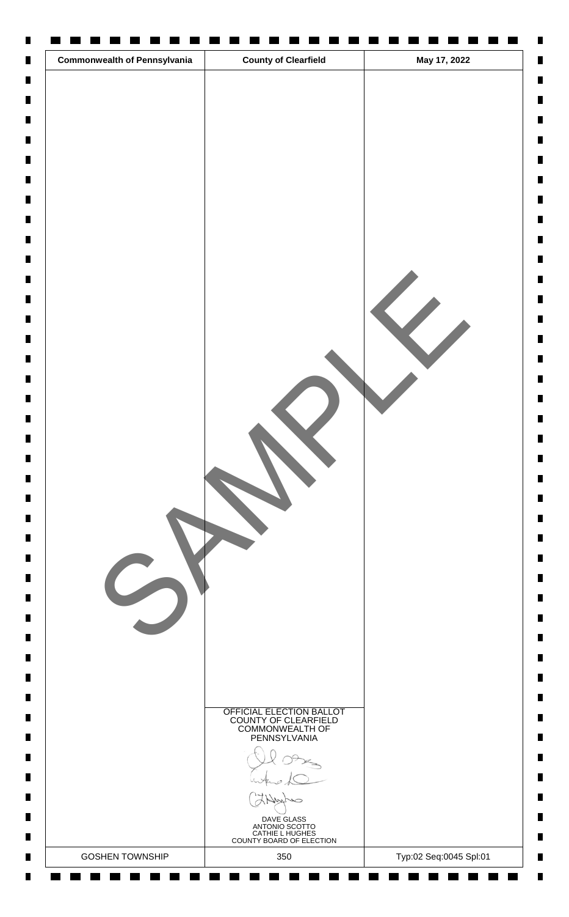| Commonwealth of Pennsylvania | County of Clearfield | May 17, 2022 |
| --- | --- | --- |

SAMPLE

OFFICIAL ELECTION BALLOT
COUNTY OF CLEARFIELD
COMMONWEALTH OF
PENNSYLVANIA

DAVE GLASS
ANTONIO SCOTTO
CATHIE L HUGHES
COUNTY BOARD OF ELECTION

| GOSHEN TOWNSHIP | 350 | Typ:02 Seq:0045 Spl:01 |
| --- | --- | --- |